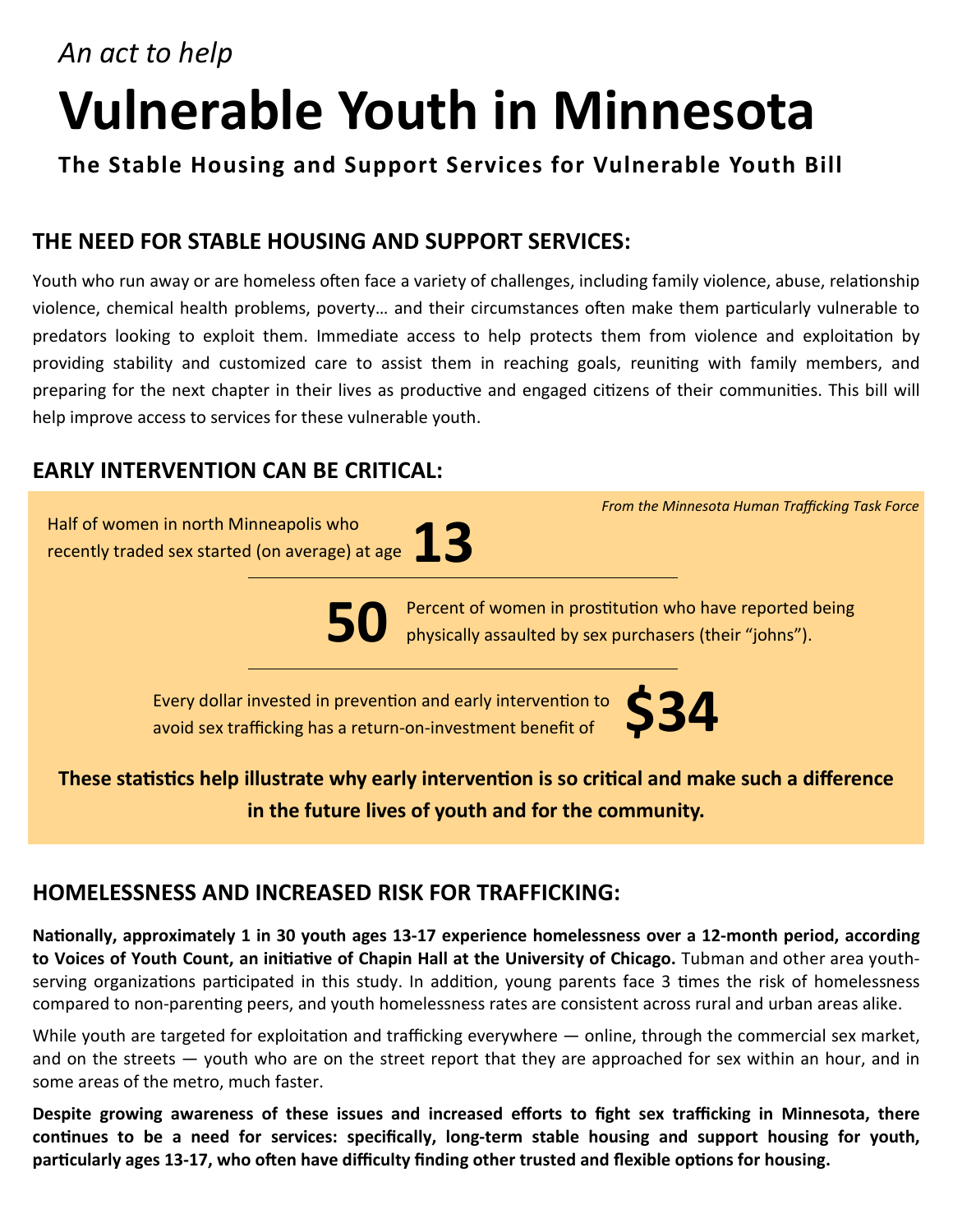*An act to help*

# Vulnerable Youth in Minnesota

### The Stable Housing and Support Services for Vulnerable Youth Bill

## THE NEED FOR STABLE HOUSING AND SUPPORT SERVICES:

Youth who run away or are homeless often face a variety of challenges, including family violence, abuse, relationship violence, chemical health problems, poverty… and their circumstances often make them particularly vulnerable to predators looking to exploit them. Immediate access to help protects them from violence and exploitation by providing stability and customized care to assist them in reaching goals, reuniting with family members, and preparing for the next chapter in their lives as productive and engaged citizens of their communities. This bill will help improve access to services for these vulnerable youth.

## EARLY INTERVENTION CAN BE CRITICAL:

*From the Minnesota Human Trafficking Task Force*

Half of women in north Minneapolis who recently traded sex started (on average) at age **13**

**50** Percent of women in prostitution who have reported being physically assaulted by sex purchasers (their "johns").

Every dollar invested in prevention and early intervention to avoid sex trafficking has a return-on-investment benefit of **$34**

**These statistics help illustrate why early intervention is so critical and make such a difference in the future lives of youth and for the community.**

## HOMELESSNESS AND INCREASED RISK FOR TRAFFICKING:

**Nationally, approximately 1 in 30 youth ages 13-17 experience homelessness over a 12-month period, according to Voices of Youth Count, an initiative of Chapin Hall at the University of Chicago.** Tubman and other area youth-serving organizations participated in this study. In addition, young parents face 3 times the risk of homelessness compared to non-parenting peers, and youth homelessness rates are consistent across rural and urban areas alike.

While youth are targeted for exploitation and trafficking everywhere — online, through the commercial sex market, and on the streets — youth who are on the street report that they are approached for sex within an hour, and in some areas of the metro, much faster.

**Despite growing awareness of these issues and increased efforts to fight sex trafficking in Minnesota, there continues to be a need for services: specifically, long-term stable housing and support housing for youth, particularly ages 13-17, who often have difficulty finding other trusted and flexible options for housing.**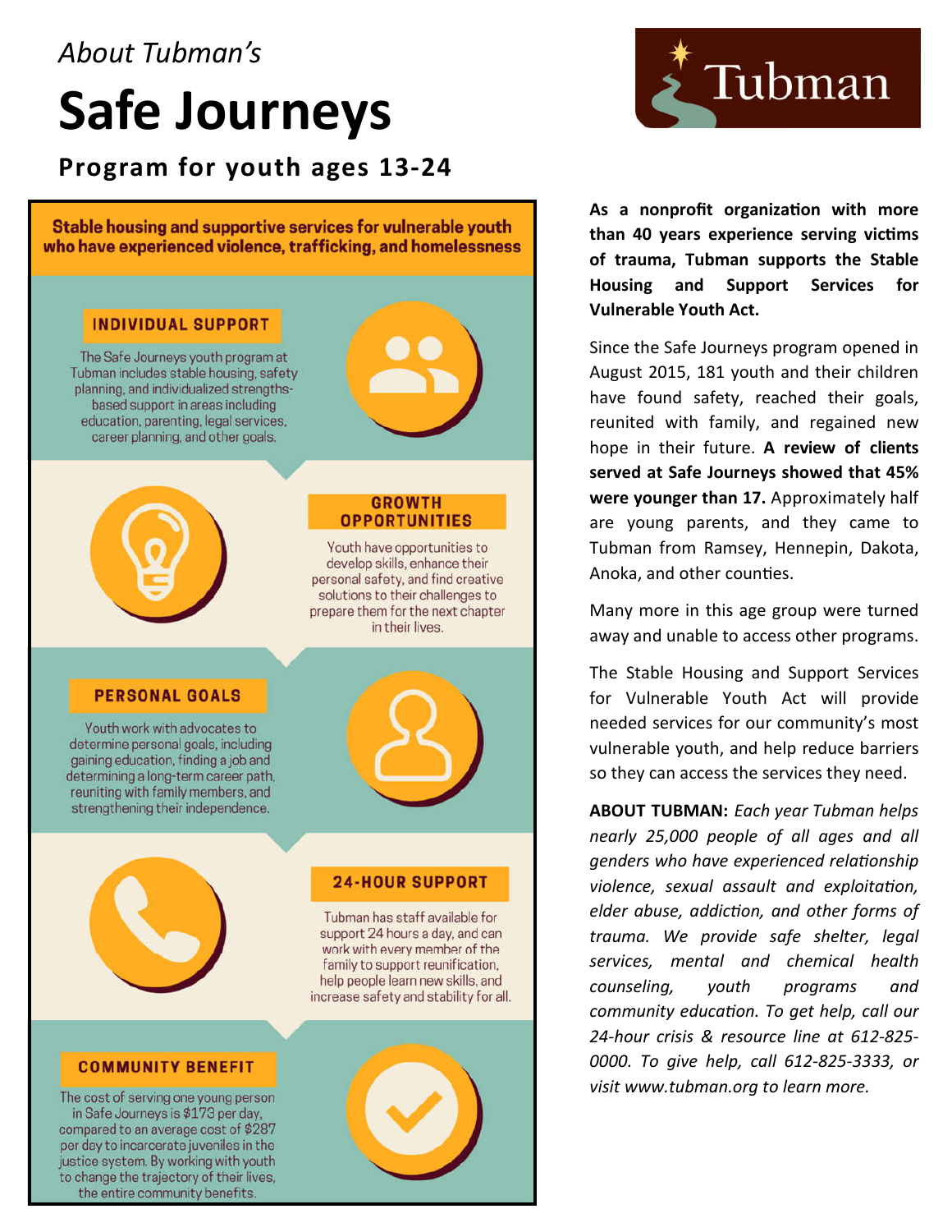*About Tubman's*

# Safe Journeys

## Program for youth ages 13-24

Tubman

**Stable housing and supportive services for vulnerable youth who have experienced violence, trafficking, and homelessness**

### INDIVIDUAL SUPPORT

The Safe Journeys youth program at Tubman includes stable housing, safety planning, and individualized strengths-based support in areas including education, parenting, legal services, career planning, and other goals.

### GROWTH OPPORTUNITIES

Youth have opportunities to develop skills, enhance their personal safety, and find creative solutions to their challenges to prepare them for the next chapter in their lives.

### PERSONAL GOALS

Youth work with advocates to determine personal goals, including gaining education, finding a job and determining a long-term career path, reuniting with family members, and strengthening their independence.

### 24-HOUR SUPPORT

Tubman has staff available for support 24 hours a day, and can work with every member of the family to support reunification, help people learn new skills, and increase safety and stability for all.

### COMMUNITY BENEFIT

The cost of serving one young person in Safe Journeys is $173 per day, compared to an average cost of $287 per day to incarcerate juveniles in the justice system. By working with youth to change the trajectory of their lives, the entire community benefits.

**As a nonprofit organization with more than 40 years experience serving victims of trauma, Tubman supports the Stable Housing and Support Services for Vulnerable Youth Act.**

Since the Safe Journeys program opened in August 2015, 181 youth and their children have found safety, reached their goals, reunited with family, and regained new hope in their future. **A review of clients served at Safe Journeys showed that 45% were younger than 17.** Approximately half are young parents, and they came to Tubman from Ramsey, Hennepin, Dakota, Anoka, and other counties.

Many more in this age group were turned away and unable to access other programs.

The Stable Housing and Support Services for Vulnerable Youth Act will provide needed services for our community's most vulnerable youth, and help reduce barriers so they can access the services they need.

**ABOUT TUBMAN:** *Each year Tubman helps nearly 25,000 people of all ages and all genders who have experienced relationship violence, sexual assault and exploitation, elder abuse, addiction, and other forms of trauma. We provide safe shelter, legal services, mental and chemical health counseling, youth programs and community education. To get help, call our 24-hour crisis & resource line at 612-825-0000. To give help, call 612-825-3333, or visit www.tubman.org to learn more.*